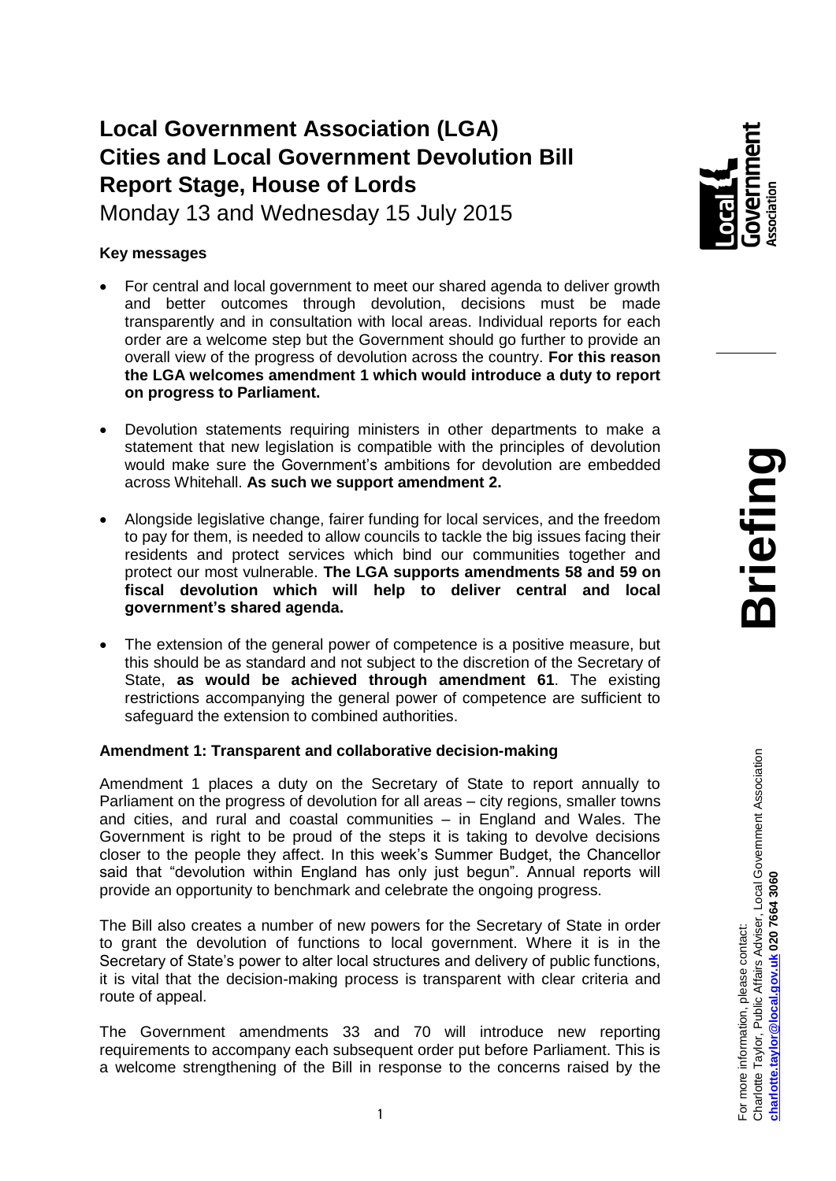# Local Government Association (LGA) Cities and Local Government Devolution Bill Report Stage, House of Lords

Monday 13 and Wednesday 15 July 2015

**Key messages**

- For central and local government to meet our shared agenda to deliver growth and better outcomes through devolution, decisions must be made transparently and in consultation with local areas. Individual reports for each order are a welcome step but the Government should go further to provide an overall view of the progress of devolution across the country. **For this reason the LGA welcomes amendment 1 which would introduce a duty to report on progress to Parliament.**
- Devolution statements requiring ministers in other departments to make a statement that new legislation is compatible with the principles of devolution would make sure the Government's ambitions for devolution are embedded across Whitehall. **As such we support amendment 2.**
- Alongside legislative change, fairer funding for local services, and the freedom to pay for them, is needed to allow councils to tackle the big issues facing their residents and protect services which bind our communities together and protect our most vulnerable. **The LGA supports amendments 58 and 59 on fiscal devolution which will help to deliver central and local government's shared agenda.**
- The extension of the general power of competence is a positive measure, but this should be as standard and not subject to the discretion of the Secretary of State, **as would be achieved through amendment 61**. The existing restrictions accompanying the general power of competence are sufficient to safeguard the extension to combined authorities.

**Amendment 1: Transparent and collaborative decision-making**

Amendment 1 places a duty on the Secretary of State to report annually to Parliament on the progress of devolution for all areas – city regions, smaller towns and cities, and rural and coastal communities – in England and Wales. The Government is right to be proud of the steps it is taking to devolve decisions closer to the people they affect. In this week's Summer Budget, the Chancellor said that "devolution within England has only just begun". Annual reports will provide an opportunity to benchmark and celebrate the ongoing progress.

The Bill also creates a number of new powers for the Secretary of State in order to grant the devolution of functions to local government. Where it is in the Secretary of State's power to alter local structures and delivery of public functions, it is vital that the decision-making process is transparent with clear criteria and route of appeal.

The Government amendments 33 and 70 will introduce new reporting requirements to accompany each subsequent order put before Parliament. This is a welcome strengthening of the Bill in response to the concerns raised by the

For more information, please contact:
Charlotte Taylor, Public Affairs Adviser, Local Government Association
**charlotte.taylor@local.gov.uk 020 7664 3060**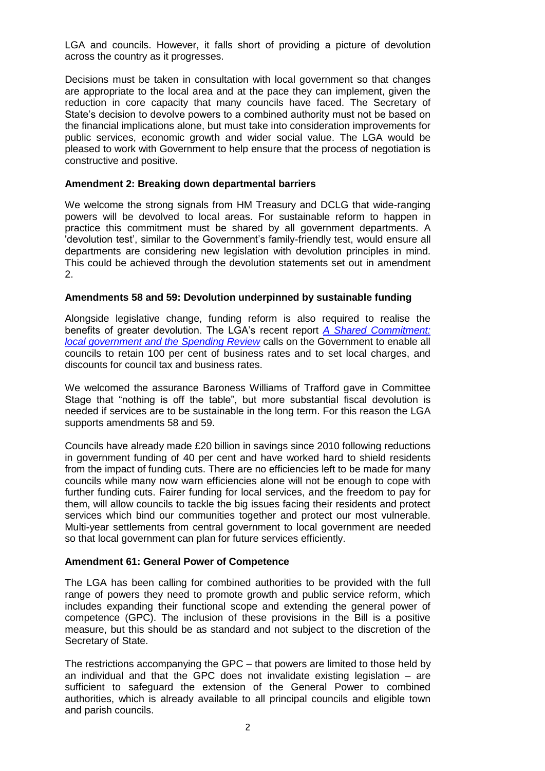LGA and councils. However, it falls short of providing a picture of devolution across the country as it progresses.

Decisions must be taken in consultation with local government so that changes are appropriate to the local area and at the pace they can implement, given the reduction in core capacity that many councils have faced. The Secretary of State's decision to devolve powers to a combined authority must not be based on the financial implications alone, but must take into consideration improvements for public services, economic growth and wider social value. The LGA would be pleased to work with Government to help ensure that the process of negotiation is constructive and positive.

**Amendment 2: Breaking down departmental barriers**

We welcome the strong signals from HM Treasury and DCLG that wide-ranging powers will be devolved to local areas. For sustainable reform to happen in practice this commitment must be shared by all government departments. A 'devolution test', similar to the Government's family-friendly test, would ensure all departments are considering new legislation with devolution principles in mind. This could be achieved through the devolution statements set out in amendment 2.

**Amendments 58 and 59: Devolution underpinned by sustainable funding**

Alongside legislative change, funding reform is also required to realise the benefits of greater devolution. The LGA's recent report *A Shared Commitment: local government and the Spending Review* calls on the Government to enable all councils to retain 100 per cent of business rates and to set local charges, and discounts for council tax and business rates.

We welcomed the assurance Baroness Williams of Trafford gave in Committee Stage that "nothing is off the table", but more substantial fiscal devolution is needed if services are to be sustainable in the long term. For this reason the LGA supports amendments 58 and 59.

Councils have already made £20 billion in savings since 2010 following reductions in government funding of 40 per cent and have worked hard to shield residents from the impact of funding cuts. There are no efficiencies left to be made for many councils while many now warn efficiencies alone will not be enough to cope with further funding cuts. Fairer funding for local services, and the freedom to pay for them, will allow councils to tackle the big issues facing their residents and protect services which bind our communities together and protect our most vulnerable. Multi-year settlements from central government to local government are needed so that local government can plan for future services efficiently.

**Amendment 61: General Power of Competence**

The LGA has been calling for combined authorities to be provided with the full range of powers they need to promote growth and public service reform, which includes expanding their functional scope and extending the general power of competence (GPC). The inclusion of these provisions in the Bill is a positive measure, but this should be as standard and not subject to the discretion of the Secretary of State.

The restrictions accompanying the GPC – that powers are limited to those held by an individual and that the GPC does not invalidate existing legislation – are sufficient to safeguard the extension of the General Power to combined authorities, which is already available to all principal councils and eligible town and parish councils.